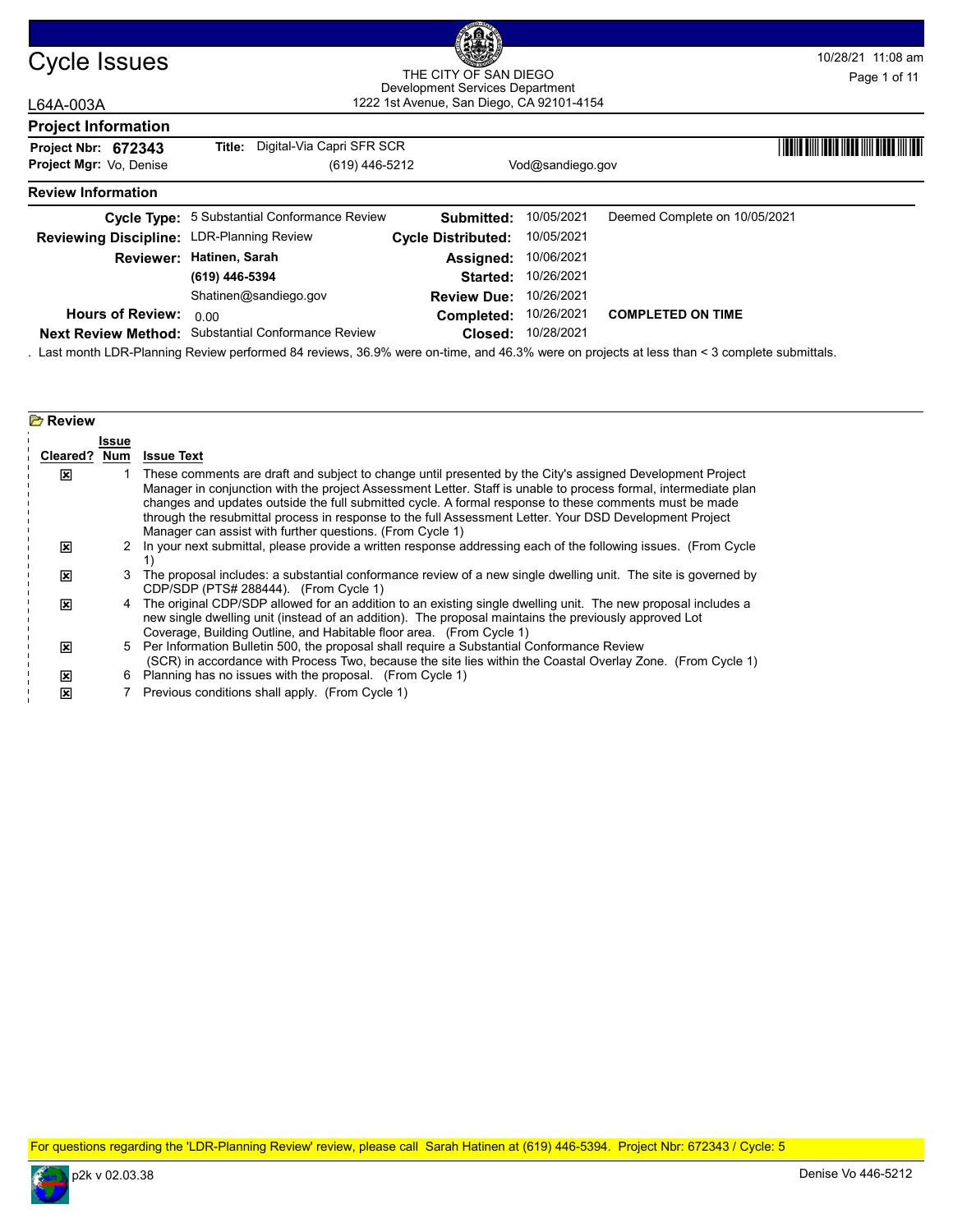# Cycle Issues

THE CITY OF SAN DIEGO
Development Services Department
1222 1st Avenue, San Diego, CA 92101-4154

10/28/21 11:08 am

L64A-003A

## Project Information

**Project Nbr: 672343** **Title:** Digital-Via Capri SFR SCR

**Project Mgr:** Vo, Denise (619) 446-5212 Vod@sandiego.gov

## Review Information

| | | | | |
|---|---|---|---|---|
| **Cycle Type:** | 5 Substantial Conformance Review | **Submitted:** | 10/05/2021 | Deemed Complete on 10/05/2021 |
| **Reviewing Discipline:** | LDR-Planning Review | **Cycle Distributed:** | 10/05/2021 | |
| **Reviewer:** | **Hatinen, Sarah** | **Assigned:** | 10/06/2021 | |
| | **(619) 446-5394** | **Started:** | 10/26/2021 | |
| | Shatinen@sandiego.gov | **Review Due:** | 10/26/2021 | |
| **Hours of Review:** | 0.00 | **Completed:** | 10/26/2021 | **COMPLETED ON TIME** |
| **Next Review Method:** | Substantial Conformance Review | **Closed:** | 10/28/2021 | |

. Last month LDR-Planning Review performed 84 reviews, 36.9% were on-time, and 46.3% were on projects at less than < 3 complete submittals.

## Review

| Cleared? | Issue Num | Issue Text |
|---|---|---|
| ☒ | 1 | These comments are draft and subject to change until presented by the City's assigned Development Project Manager in conjunction with the project Assessment Letter. Staff is unable to process formal, intermediate plan changes and updates outside the full submitted cycle. A formal response to these comments must be made through the resubmittal process in response to the full Assessment Letter. Your DSD Development Project Manager can assist with further questions. (From Cycle 1) |
| ☒ | 2 | In your next submittal, please provide a written response addressing each of the following issues. (From Cycle 1) |
| ☒ | 3 | The proposal includes: a substantial conformance review of a new single dwelling unit. The site is governed by CDP/SDP (PTS# 288444). (From Cycle 1) |
| ☒ | 4 | The original CDP/SDP allowed for an addition to an existing single dwelling unit. The new proposal includes a new single dwelling unit (instead of an addition). The proposal maintains the previously approved Lot Coverage, Building Outline, and Habitable floor area. (From Cycle 1) |
| ☒ | 5 | Per Information Bulletin 500, the proposal shall require a Substantial Conformance Review (SCR) in accordance with Process Two, because the site lies within the Coastal Overlay Zone. (From Cycle 1) |
| ☒ | 6 | Planning has no issues with the proposal. (From Cycle 1) |
| ☒ | 7 | Previous conditions shall apply. (From Cycle 1) |

For questions regarding the 'LDR-Planning Review' review, please call Sarah Hatinen at (619) 446-5394. Project Nbr: 672343 / Cycle: 5

p2k v 02.03.38 Denise Vo 446-5212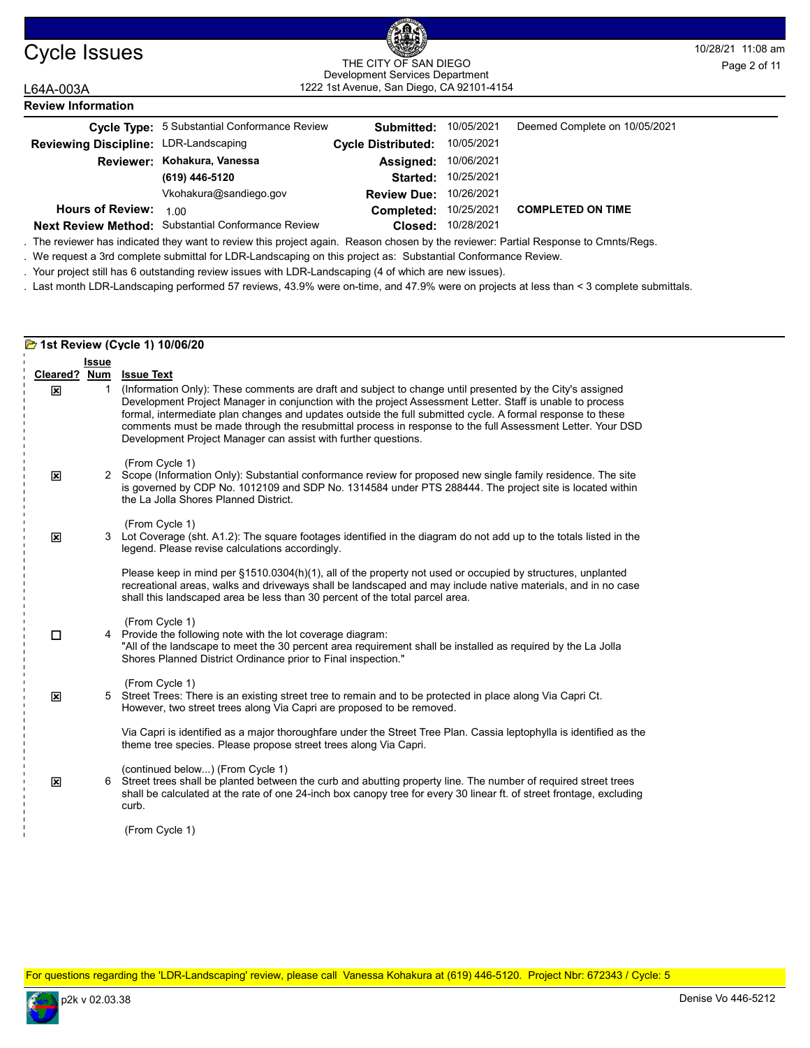# Cycle Issues

THE CITY OF SAN DIEGO
Development Services Department
1222 1st Avenue, San Diego, CA 92101-4154

L64A-003A

## Review Information

| | | | | |
|---|---|---|---|---|
| **Cycle Type:** | 5 Substantial Conformance Review | **Submitted:** | 10/05/2021 | Deemed Complete on 10/05/2021 |
| **Reviewing Discipline:** | LDR-Landscaping | **Cycle Distributed:** | 10/05/2021 | |
| **Reviewer:** | **Kohakura, Vanessa** | **Assigned:** | 10/06/2021 | |
| | **(619) 446-5120** | **Started:** | 10/25/2021 | |
| | Vkohakura@sandiego.gov | **Review Due:** | 10/26/2021 | |
| **Hours of Review:** | 1.00 | **Completed:** | 10/25/2021 | **COMPLETED ON TIME** |
| **Next Review Method:** | Substantial Conformance Review | **Closed:** | 10/28/2021 | |

. The reviewer has indicated they want to review this project again. Reason chosen by the reviewer: Partial Response to Cmnts/Regs.

. We request a 3rd complete submittal for LDR-Landscaping on this project as: Substantial Conformance Review.

. Your project still has 6 outstanding review issues with LDR-Landscaping (4 of which are new issues).

. Last month LDR-Landscaping performed 57 reviews, 43.9% were on-time, and 47.9% were on projects at less than < 3 complete submittals.

### 1st Review (Cycle 1) 10/06/20

| Cleared? | Issue Num | Issue Text |
|---|---|---|
| ☒ | 1 | (Information Only): These comments are draft and subject to change until presented by the City's assigned Development Project Manager in conjunction with the project Assessment Letter. Staff is unable to process formal, intermediate plan changes and updates outside the full submitted cycle. A formal response to these comments must be made through the resubmittal process in response to the full Assessment Letter. Your DSD Development Project Manager can assist with further questions.<br><br>(From Cycle 1) |
| ☒ | 2 | Scope (Information Only): Substantial conformance review for proposed new single family residence. The site is governed by CDP No. 1012109 and SDP No. 1314584 under PTS 288444. The project site is located within the La Jolla Shores Planned District.<br><br>(From Cycle 1) |
| ☒ | 3 | Lot Coverage (sht. A1.2): The square footages identified in the diagram do not add up to the totals listed in the legend. Please revise calculations accordingly.<br><br>Please keep in mind per §1510.0304(h)(1), all of the property not used or occupied by structures, unplanted recreational areas, walks and driveways shall be landscaped and may include native materials, and in no case shall this landscaped area be less than 30 percent of the total parcel area.<br><br>(From Cycle 1) |
| ☐ | 4 | Provide the following note with the lot coverage diagram:<br>"All of the landscape to meet the 30 percent area requirement shall be installed as required by the La Jolla Shores Planned District Ordinance prior to Final inspection."<br><br>(From Cycle 1) |
| ☒ | 5 | Street Trees: There is an existing street tree to remain and to be protected in place along Via Capri Ct. However, two street trees along Via Capri are proposed to be removed.<br><br>Via Capri is identified as a major thoroughfare under the Street Tree Plan. Cassia leptophylla is identified as the theme tree species. Please propose street trees along Via Capri.<br><br>(continued below...) (From Cycle 1) |
| ☒ | 6 | Street trees shall be planted between the curb and abutting property line. The number of required street trees shall be calculated at the rate of one 24-inch box canopy tree for every 30 linear ft. of street frontage, excluding curb.<br><br>(From Cycle 1) |

For questions regarding the 'LDR-Landscaping' review, please call Vanessa Kohakura at (619) 446-5120. Project Nbr: 672343 / Cycle: 5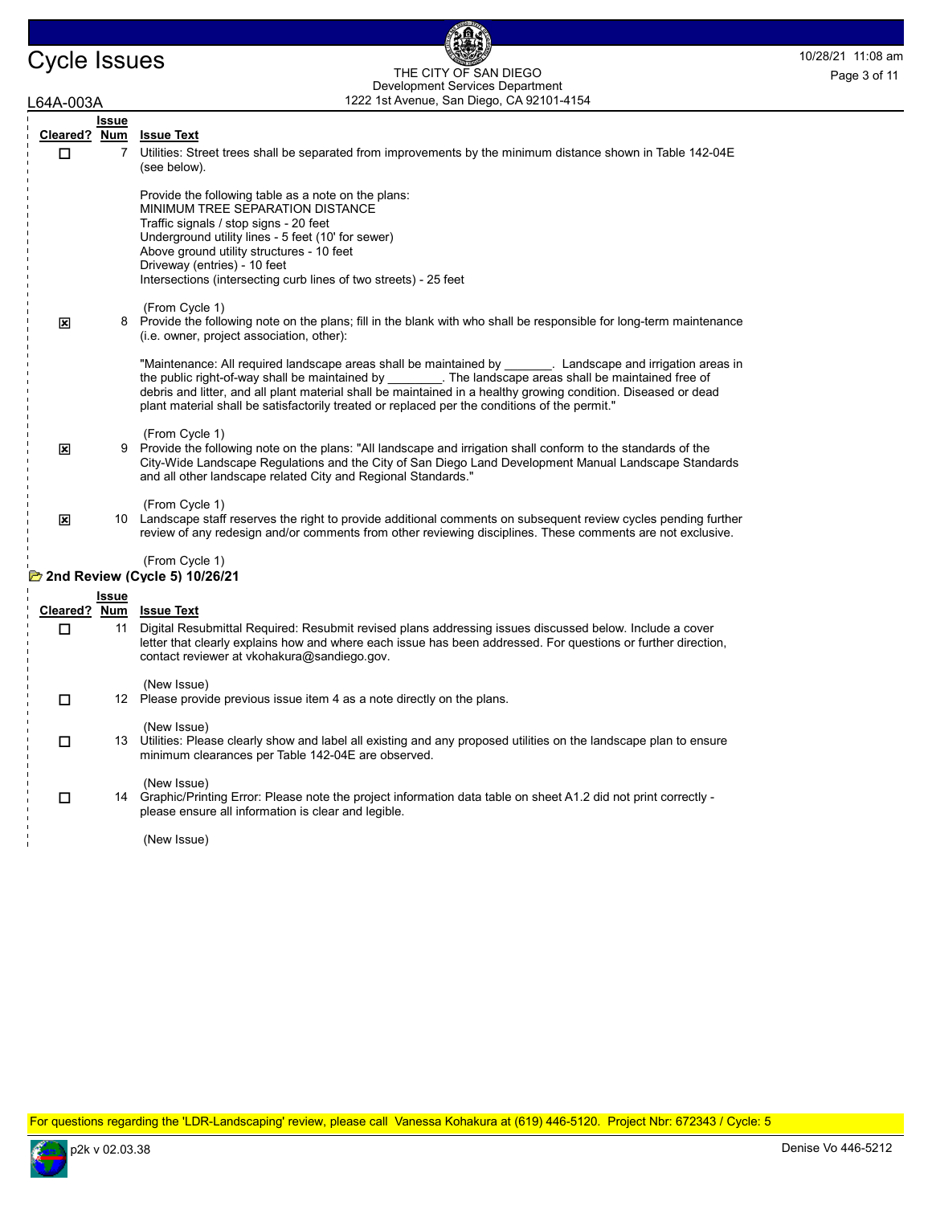| Cleared? | Issue Num | Issue Text |
|---|---|---|
| ☐ | 7 | Utilities: Street trees shall be separated from improvements by the minimum distance shown in Table 142-04E (see below).<br><br>Provide the following table as a note on the plans:<br>MINIMUM TREE SEPARATION DISTANCE<br>Traffic signals / stop signs - 20 feet<br>Underground utility lines - 5 feet (10' for sewer)<br>Above ground utility structures - 10 feet<br>Driveway (entries) - 10 feet<br>Intersections (intersecting curb lines of two streets) - 25 feet<br><br>(From Cycle 1) |
| ☒ | 8 | Provide the following note on the plans; fill in the blank with who shall be responsible for long-term maintenance (i.e. owner, project association, other):<br><br>"Maintenance: All required landscape areas shall be maintained by _______. Landscape and irrigation areas in the public right-of-way shall be maintained by ________. The landscape areas shall be maintained free of debris and litter, and all plant material shall be maintained in a healthy growing condition. Diseased or dead plant material shall be satisfactorily treated or replaced per the conditions of the permit."<br><br>(From Cycle 1) |
| ☒ | 9 | Provide the following note on the plans: "All landscape and irrigation shall conform to the standards of the City-Wide Landscape Regulations and the City of San Diego Land Development Manual Landscape Standards and all other landscape related City and Regional Standards."<br><br>(From Cycle 1) |
| ☒ | 10 | Landscape staff reserves the right to provide additional comments on subsequent review cycles pending further review of any redesign and/or comments from other reviewing disciplines. These comments are not exclusive.<br><br>(From Cycle 1) |

### 2nd Review (Cycle 5) 10/26/21

| Cleared? | Issue Num | Issue Text |
|---|---|---|
| ☐ | 11 | Digital Resubmittal Required: Resubmit revised plans addressing issues discussed below. Include a cover letter that clearly explains how and where each issue has been addressed. For questions or further direction, contact reviewer at vkohakura@sandiego.gov.<br><br>(New Issue) |
| ☐ | 12 | Please provide previous issue item 4 as a note directly on the plans.<br><br>(New Issue) |
| ☐ | 13 | Utilities: Please clearly show and label all existing and any proposed utilities on the landscape plan to ensure minimum clearances per Table 142-04E are observed.<br><br>(New Issue) |
| ☐ | 14 | Graphic/Printing Error: Please note the project information data table on sheet A1.2 did not print correctly - please ensure all information is clear and legible.<br><br>(New Issue) |

For questions regarding the 'LDR-Landscaping' review, please call Vanessa Kohakura at (619) 446-5120. Project Nbr: 672343 / Cycle: 5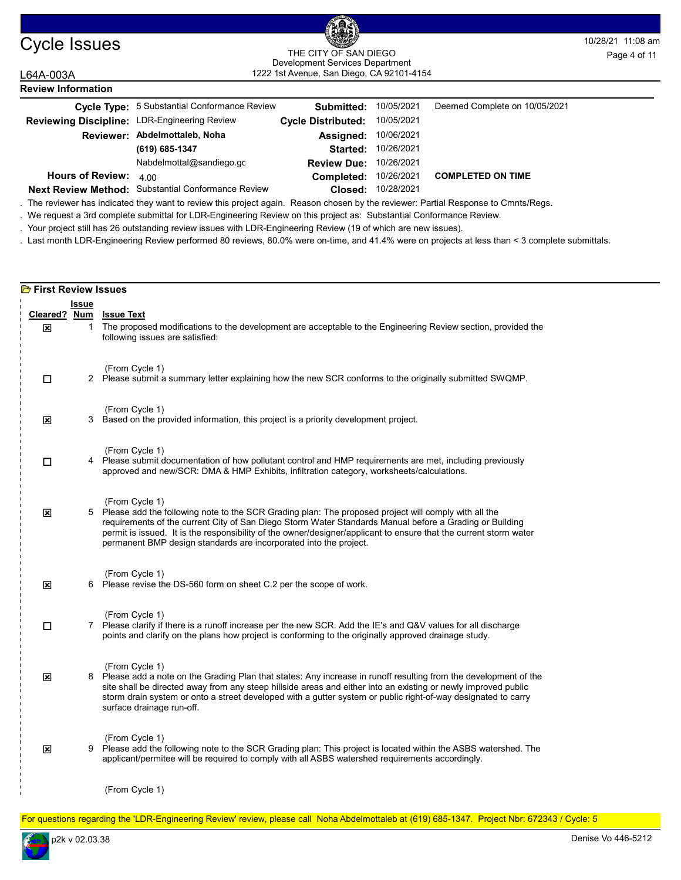# Cycle Issues

THE CITY OF SAN DIEGO
Development Services Department
1222 1st Avenue, San Diego, CA 92101-4154

L64A-003A

## Review Information

| | | | | |
|---|---|---|---|---|
| **Cycle Type:** | 5 Substantial Conformance Review | **Submitted:** | 10/05/2021 | Deemed Complete on 10/05/2021 |
| **Reviewing Discipline:** | LDR-Engineering Review | **Cycle Distributed:** | 10/05/2021 | |
| **Reviewer:** | **Abdelmottaleb, Noha** | **Assigned:** | 10/06/2021 | |
| | **(619) 685-1347** | **Started:** | 10/26/2021 | |
| | Nabdelmottal@sandiego.gc | **Review Due:** | 10/26/2021 | |
| **Hours of Review:** | 4.00 | **Completed:** | 10/26/2021 | **COMPLETED ON TIME** |
| **Next Review Method:** | Substantial Conformance Review | **Closed:** | 10/28/2021 | |

. The reviewer has indicated they want to review this project again. Reason chosen by the reviewer: Partial Response to Cmnts/Regs.

. We request a 3rd complete submittal for LDR-Engineering Review on this project as: Substantial Conformance Review.

. Your project still has 26 outstanding review issues with LDR-Engineering Review (19 of which are new issues).

. Last month LDR-Engineering Review performed 80 reviews, 80.0% were on-time, and 41.4% were on projects at less than < 3 complete submittals.

## First Review Issues

| Cleared? | Issue Num | Issue Text |
|---|---|---|
| ☒ | 1 | The proposed modifications to the development are acceptable to the Engineering Review section, provided the following issues are satisfied:<br><br>(From Cycle 1) |
| ☐ | 2 | Please submit a summary letter explaining how the new SCR conforms to the originally submitted SWQMP.<br><br>(From Cycle 1) |
| ☒ | 3 | Based on the provided information, this project is a priority development project.<br><br>(From Cycle 1) |
| ☐ | 4 | Please submit documentation of how pollutant control and HMP requirements are met, including previously approved and new/SCR: DMA & HMP Exhibits, infiltration category, worksheets/calculations.<br><br>(From Cycle 1) |
| ☒ | 5 | Please add the following note to the SCR Grading plan: The proposed project will comply with all the requirements of the current City of San Diego Storm Water Standards Manual before a Grading or Building permit is issued. It is the responsibility of the owner/designer/applicant to ensure that the current storm water permanent BMP design standards are incorporated into the project.<br><br>(From Cycle 1) |
| ☒ | 6 | Please revise the DS-560 form on sheet C.2 per the scope of work.<br><br>(From Cycle 1) |
| ☐ | 7 | Please clarify if there is a runoff increase per the new SCR. Add the IE's and Q&V values for all discharge points and clarify on the plans how project is conforming to the originally approved drainage study.<br><br>(From Cycle 1) |
| ☒ | 8 | Please add a note on the Grading Plan that states: Any increase in runoff resulting from the development of the site shall be directed away from any steep hillside areas and either into an existing or newly improved public storm drain system or onto a street developed with a gutter system or public right-of-way designated to carry surface drainage run-off.<br><br>(From Cycle 1) |
| ☒ | 9 | Please add the following note to the SCR Grading plan: This project is located within the ASBS watershed. The applicant/permitee will be required to comply with all ASBS watershed requirements accordingly.<br><br>(From Cycle 1) |

For questions regarding the 'LDR-Engineering Review' review, please call Noha Abdelmottaleb at (619) 685-1347. Project Nbr: 672343 / Cycle: 5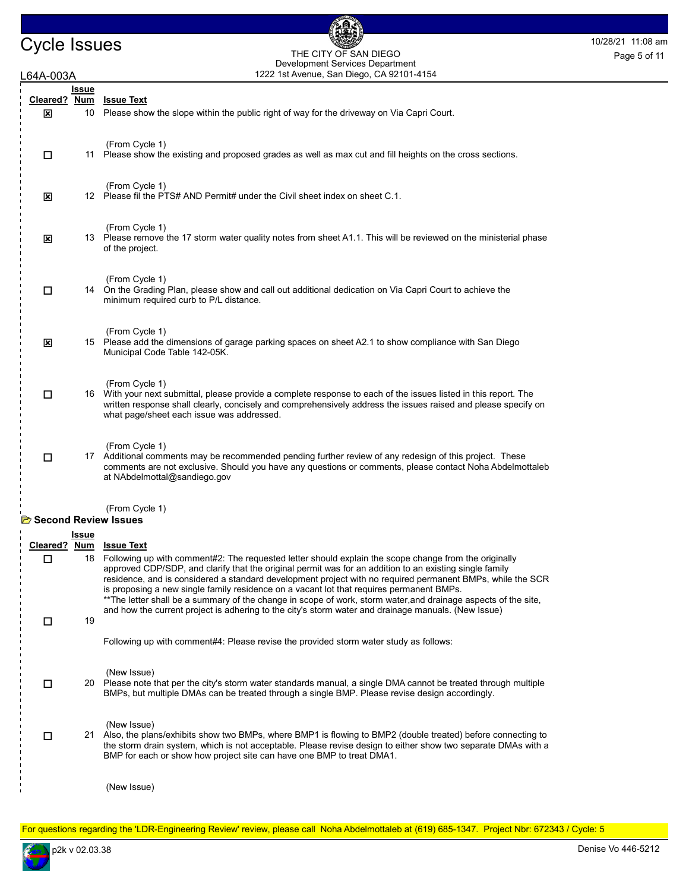L64A-003A

| Cleared? | Issue Num | Issue Text |
| --- | --- | --- |
| ☒ | 10 | Please show the slope within the public right of way for the driveway on Via Capri Court.<br><br>(From Cycle 1) |
| ☐ | 11 | Please show the existing and proposed grades as well as max cut and fill heights on the cross sections.<br><br>(From Cycle 1) |
| ☒ | 12 | Please fil the PTS# AND Permit# under the Civil sheet index on sheet C.1.<br><br>(From Cycle 1) |
| ☒ | 13 | Please remove the 17 storm water quality notes from sheet A1.1. This will be reviewed on the ministerial phase of the project.<br><br>(From Cycle 1) |
| ☐ | 14 | On the Grading Plan, please show and call out additional dedication on Via Capri Court to achieve the minimum required curb to P/L distance.<br><br>(From Cycle 1) |
| ☒ | 15 | Please add the dimensions of garage parking spaces on sheet A2.1 to show compliance with San Diego Municipal Code Table 142-05K.<br><br>(From Cycle 1) |
| ☐ | 16 | With your next submittal, please provide a complete response to each of the issues listed in this report. The written response shall clearly, concisely and comprehensively address the issues raised and please specify on what page/sheet each issue was addressed.<br><br>(From Cycle 1) |
| ☐ | 17 | Additional comments may be recommended pending further review of any redesign of this project. These comments are not exclusive. Should you have any questions or comments, please contact Noha Abdelmottaleb at NAbdelmottal@sandiego.gov<br><br>(From Cycle 1) |

## Second Review Issues

| Cleared? | Issue Num | Issue Text |
| --- | --- | --- |
| ☐ | 18 | Following up with comment#2: The requested letter should explain the scope change from the originally approved CDP/SDP, and clarify that the original permit was for an addition to an existing single family residence, and is considered a standard development project with no required permanent BMPs, while the SCR is proposing a new single family residence on a vacant lot that requires permanent BMPs.<br>**The letter shall be a summary of the change in scope of work, storm water,and drainage aspects of the site, and how the current project is adhering to the city's storm water and drainage manuals. (New Issue) |
| ☐ | 19 | Following up with comment#4: Please revise the provided storm water study as follows:<br><br>(New Issue) |
| ☐ | 20 | Please note that per the city's storm water standards manual, a single DMA cannot be treated through multiple BMPs, but multiple DMAs can be treated through a single BMP. Please revise design accordingly.<br><br>(New Issue) |
| ☐ | 21 | Also, the plans/exhibits show two BMPs, where BMP1 is flowing to BMP2 (double treated) before connecting to the storm drain system, which is not acceptable. Please revise design to either show two separate DMAs with a BMP for each or show how project site can have one BMP to treat DMA1.<br><br>(New Issue) |

For questions regarding the 'LDR-Engineering Review' review, please call Noha Abdelmottaleb at (619) 685-1347. Project Nbr: 672343 / Cycle: 5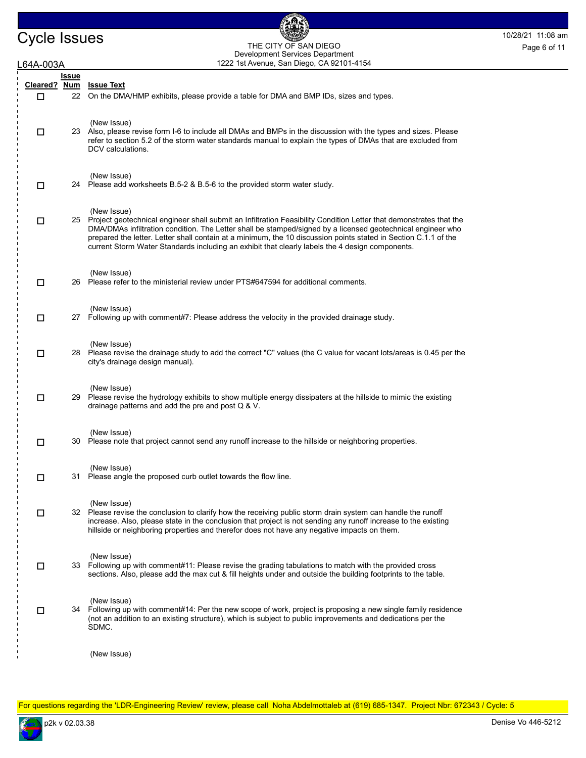L64A-003A

| Cleared? | Issue Num | Issue Text |
|---|---|---|
| ☐ | 22 | On the DMA/HMP exhibits, please provide a table for DMA and BMP IDs, sizes and types.<br><br>(New Issue) |
| ☐ | 23 | Also, please revise form I-6 to include all DMAs and BMPs in the discussion with the types and sizes. Please refer to section 5.2 of the storm water standards manual to explain the types of DMAs that are excluded from DCV calculations.<br><br>(New Issue) |
| ☐ | 24 | Please add worksheets B.5-2 & B.5-6 to the provided storm water study.<br><br>(New Issue) |
| ☐ | 25 | Project geotechnical engineer shall submit an Infiltration Feasibility Condition Letter that demonstrates that the DMA/DMAs infiltration condition. The Letter shall be stamped/signed by a licensed geotechnical engineer who prepared the letter. Letter shall contain at a minimum, the 10 discussion points stated in Section C.1.1 of the current Storm Water Standards including an exhibit that clearly labels the 4 design components.<br><br>(New Issue) |
| ☐ | 26 | Please refer to the ministerial review under PTS#647594 for additional comments.<br><br>(New Issue) |
| ☐ | 27 | Following up with comment#7: Please address the velocity in the provided drainage study.<br><br>(New Issue) |
| ☐ | 28 | Please revise the drainage study to add the correct "C" values (the C value for vacant lots/areas is 0.45 per the city's drainage design manual).<br><br>(New Issue) |
| ☐ | 29 | Please revise the hydrology exhibits to show multiple energy dissipaters at the hillside to mimic the existing drainage patterns and add the pre and post Q & V.<br><br>(New Issue) |
| ☐ | 30 | Please note that project cannot send any runoff increase to the hillside or neighboring properties.<br><br>(New Issue) |
| ☐ | 31 | Please angle the proposed curb outlet towards the flow line.<br><br>(New Issue) |
| ☐ | 32 | Please revise the conclusion to clarify how the receiving public storm drain system can handle the runoff increase. Also, please state in the conclusion that project is not sending any runoff increase to the existing hillside or neighboring properties and therefor does not have any negative impacts on them.<br><br>(New Issue) |
| ☐ | 33 | Following up with comment#11: Please revise the grading tabulations to match with the provided cross sections. Also, please add the max cut & fill heights under and outside the building footprints to the table.<br><br>(New Issue) |
| ☐ | 34 | Following up with comment#14: Per the new scope of work, project is proposing a new single family residence (not an addition to an existing structure), which is subject to public improvements and dedications per the SDMC.<br><br>(New Issue) |

For questions regarding the 'LDR-Engineering Review' review, please call Noha Abdelmottaleb at (619) 685-1347. Project Nbr: 672343 / Cycle: 5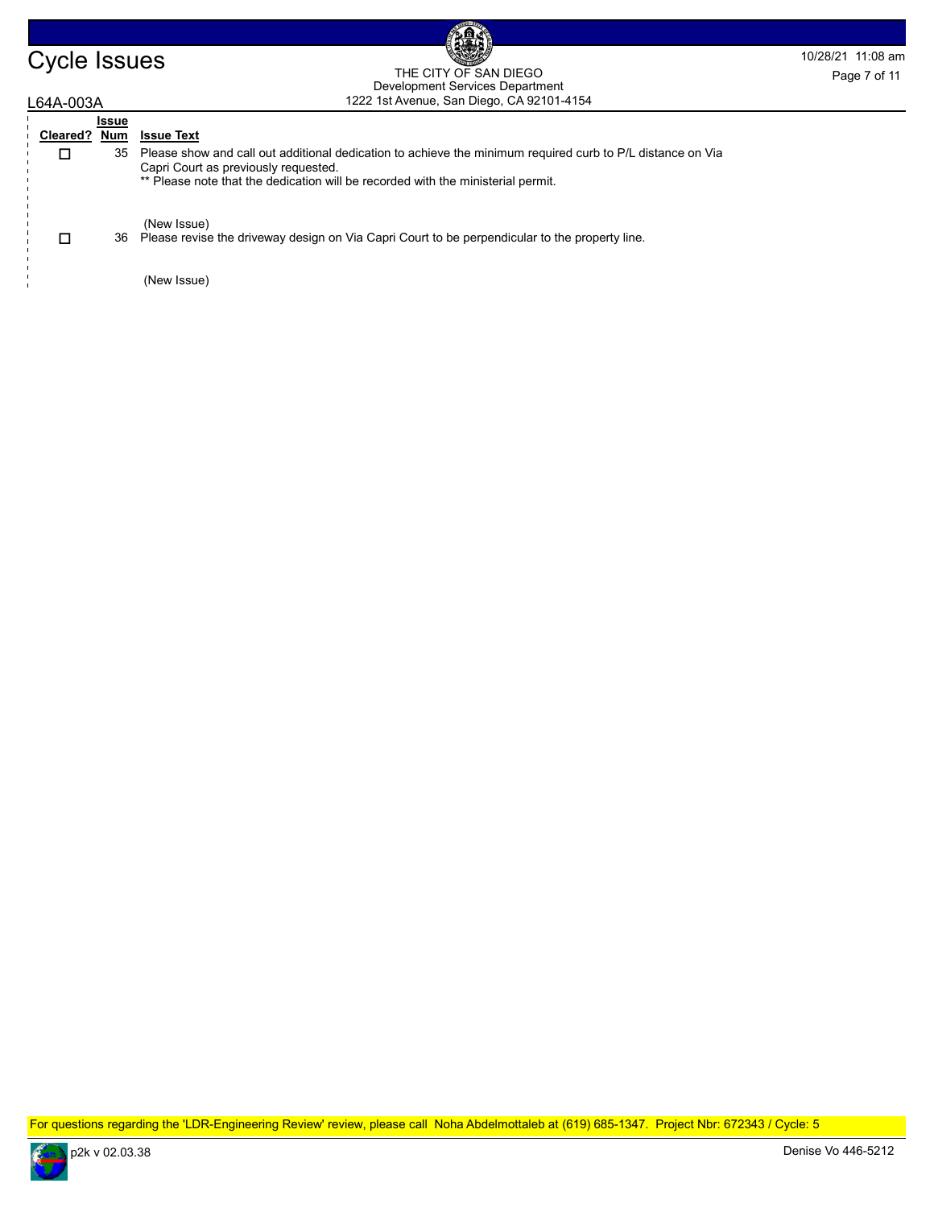L64A-003A

| Cleared? | Issue Num | Issue Text |
|---|---|---|
| ☐ | 35 | Please show and call out additional dedication to achieve the minimum required curb to P/L distance on Via Capri Court as previously requested.<br>** Please note that the dedication will be recorded with the ministerial permit.<br><br>(New Issue) |
| ☐ | 36 | Please revise the driveway design on Via Capri Court to be perpendicular to the property line.<br><br>(New Issue) |

For questions regarding the 'LDR-Engineering Review' review, please call Noha Abdelmottaleb at (619) 685-1347. Project Nbr: 672343 / Cycle: 5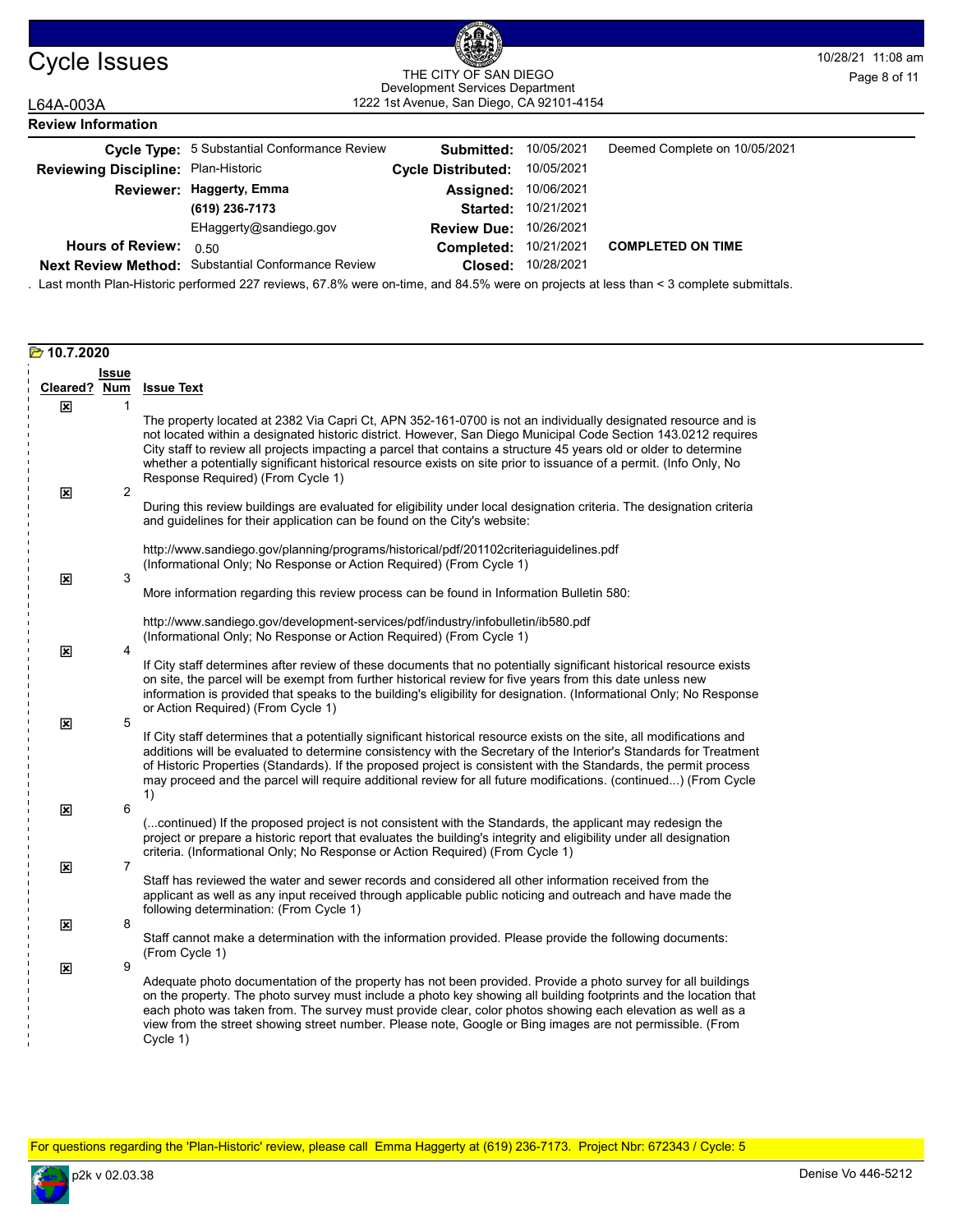# Cycle Issues

THE CITY OF SAN DIEGO
Development Services Department
1222 1st Avenue, San Diego, CA 92101-4154

10/28/21 11:08 am

L64A-003A

## Review Information

| | | | | |
|---|---|---|---|---|
| **Cycle Type:** | 5 Substantial Conformance Review | **Submitted:** | 10/05/2021 | Deemed Complete on 10/05/2021 |
| **Reviewing Discipline:** | Plan-Historic | **Cycle Distributed:** | 10/05/2021 | |
| **Reviewer:** | **Haggerty, Emma** | **Assigned:** | 10/06/2021 | |
| | **(619) 236-7173** | **Started:** | 10/21/2021 | |
| | EHaggerty@sandiego.gov | **Review Due:** | 10/26/2021 | |
| **Hours of Review:** | 0.50 | **Completed:** | 10/21/2021 | **COMPLETED ON TIME** |
| **Next Review Method:** | Substantial Conformance Review | **Closed:** | 10/28/2021 | |

. Last month Plan-Historic performed 227 reviews, 67.8% were on-time, and 84.5% were on projects at less than < 3 complete submittals.

### 10.7.2020

| Cleared? | Issue Num | Issue Text |
|---|---|---|
| ☒ | 1 | The property located at 2382 Via Capri Ct, APN 352-161-0700 is not an individually designated resource and is not located within a designated historic district. However, San Diego Municipal Code Section 143.0212 requires City staff to review all projects impacting a parcel that contains a structure 45 years old or older to determine whether a potentially significant historical resource exists on site prior to issuance of a permit. (Info Only, No Response Required) (From Cycle 1) |
| ☒ | 2 | During this review buildings are evaluated for eligibility under local designation criteria. The designation criteria and guidelines for their application can be found on the City's website: http://www.sandiego.gov/planning/programs/historical/pdf/201102criteriaguidelines.pdf (Informational Only; No Response or Action Required) (From Cycle 1) |
| ☒ | 3 | More information regarding this review process can be found in Information Bulletin 580: http://www.sandiego.gov/development-services/pdf/industry/infobulletin/ib580.pdf (Informational Only; No Response or Action Required) (From Cycle 1) |
| ☒ | 4 | If City staff determines after review of these documents that no potentially significant historical resource exists on site, the parcel will be exempt from further historical review for five years from this date unless new information is provided that speaks to the building's eligibility for designation. (Informational Only; No Response or Action Required) (From Cycle 1) |
| ☒ | 5 | If City staff determines that a potentially significant historical resource exists on the site, all modifications and additions will be evaluated to determine consistency with the Secretary of the Interior's Standards for Treatment of Historic Properties (Standards). If the proposed project is consistent with the Standards, the permit process may proceed and the parcel will require additional review for all future modifications. (continued...) (From Cycle 1) |
| ☒ | 6 | (...continued) If the proposed project is not consistent with the Standards, the applicant may redesign the project or prepare a historic report that evaluates the building's integrity and eligibility under all designation criteria. (Informational Only; No Response or Action Required) (From Cycle 1) |
| ☒ | 7 | Staff has reviewed the water and sewer records and considered all other information received from the applicant as well as any input received through applicable public noticing and outreach and have made the following determination: (From Cycle 1) |
| ☒ | 8 | Staff cannot make a determination with the information provided. Please provide the following documents: (From Cycle 1) |
| ☒ | 9 | Adequate photo documentation of the property has not been provided. Provide a photo survey for all buildings on the property. The photo survey must include a photo key showing all building footprints and the location that each photo was taken from. The survey must provide clear, color photos showing each elevation as well as a view from the street showing street number. Please note, Google or Bing images are not permissible. (From Cycle 1) |

For questions regarding the 'Plan-Historic' review, please call Emma Haggerty at (619) 236-7173. Project Nbr: 672343 / Cycle: 5

p2k v 02.03.38 Denise Vo 446-5212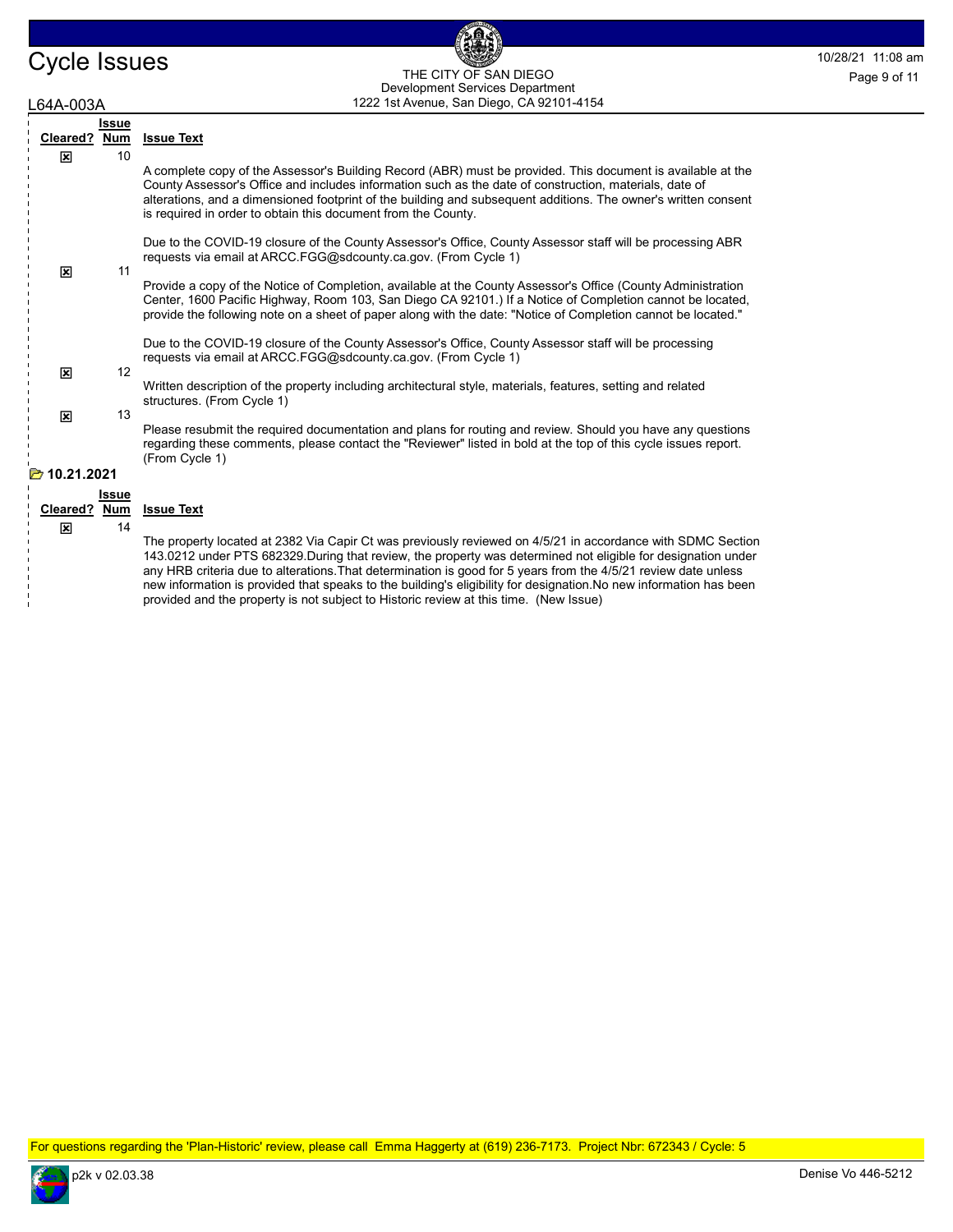| Cleared? | Issue Num | Issue Text |
|---|---|---|
| ☒ | 10 | A complete copy of the Assessor's Building Record (ABR) must be provided. This document is available at the County Assessor's Office and includes information such as the date of construction, materials, date of alterations, and a dimensioned footprint of the building and subsequent additions. The owner's written consent is required in order to obtain this document from the County.<br><br>Due to the COVID-19 closure of the County Assessor's Office, County Assessor staff will be processing ABR requests via email at ARCC.FGG@sdcounty.ca.gov. (From Cycle 1) |
| ☒ | 11 | Provide a copy of the Notice of Completion, available at the County Assessor's Office (County Administration Center, 1600 Pacific Highway, Room 103, San Diego CA 92101.) If a Notice of Completion cannot be located, provide the following note on a sheet of paper along with the date: "Notice of Completion cannot be located."<br><br>Due to the COVID-19 closure of the County Assessor's Office, County Assessor staff will be processing requests via email at ARCC.FGG@sdcounty.ca.gov. (From Cycle 1) |
| ☒ | 12 | Written description of the property including architectural style, materials, features, setting and related structures. (From Cycle 1) |
| ☒ | 13 | Please resubmit the required documentation and plans for routing and review. Should you have any questions regarding these comments, please contact the "Reviewer" listed in bold at the top of this cycle issues report. (From Cycle 1) |

**10.21.2021**

| Cleared? | Issue Num | Issue Text |
|---|---|---|
| ☒ | 14 | The property located at 2382 Via Capir Ct was previously reviewed on 4/5/21 in accordance with SDMC Section 143.0212 under PTS 682329.During that review, the property was determined not eligible for designation under any HRB criteria due to alterations.That determination is good for 5 years from the 4/5/21 review date unless new information is provided that speaks to the building's eligibility for designation.No new information has been provided and the property is not subject to Historic review at this time. (New Issue) |

For questions regarding the 'Plan-Historic' review, please call Emma Haggerty at (619) 236-7173. Project Nbr: 672343 / Cycle: 5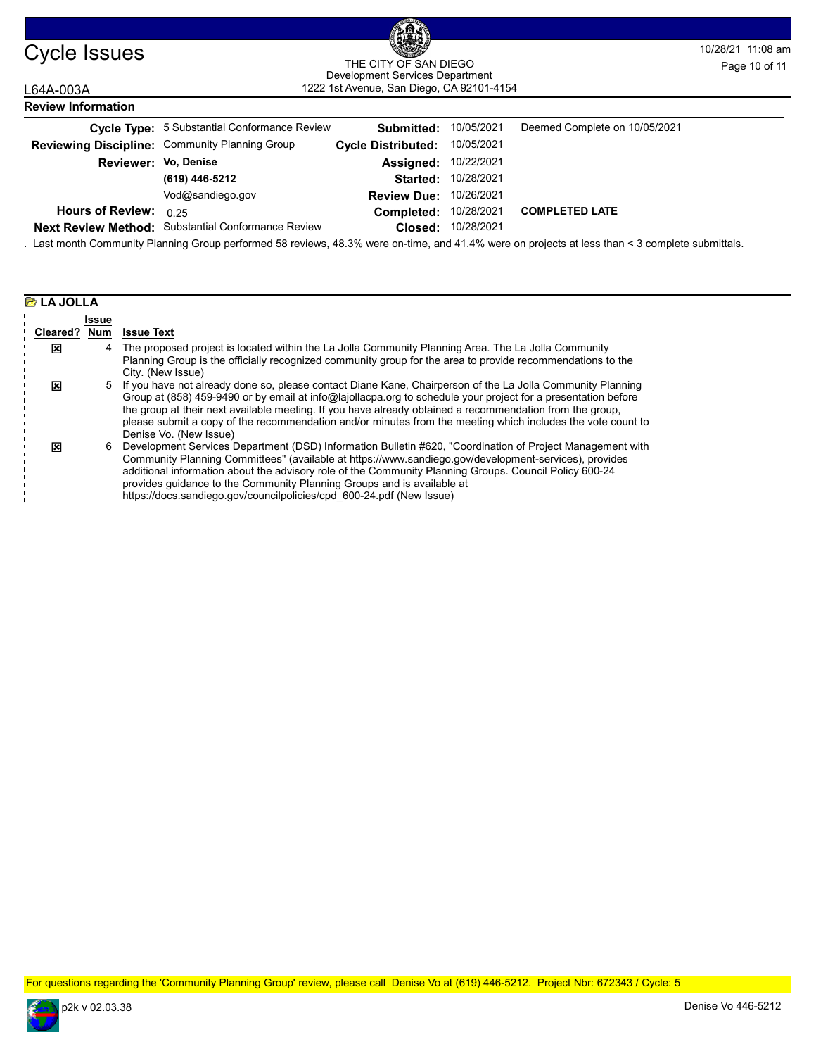# Cycle Issues

THE CITY OF SAN DIEGO
Development Services Department
1222 1st Avenue, San Diego, CA 92101-4154

L64A-003A

## Review Information

| | | | | |
|---|---|---|---|---|
| **Cycle Type:** | 5 Substantial Conformance Review | **Submitted:** | 10/05/2021 | Deemed Complete on 10/05/2021 |
| **Reviewing Discipline:** | Community Planning Group | **Cycle Distributed:** | 10/05/2021 | |
| **Reviewer:** | **Vo, Denise** | **Assigned:** | 10/22/2021 | |
| | **(619) 446-5212** | **Started:** | 10/28/2021 | |
| | Vod@sandiego.gov | **Review Due:** | 10/26/2021 | |
| **Hours of Review:** | 0.25 | **Completed:** | 10/28/2021 | **COMPLETED LATE** |
| **Next Review Method:** | Substantial Conformance Review | **Closed:** | 10/28/2021 | |

. Last month Community Planning Group performed 58 reviews, 48.3% were on-time, and 41.4% were on projects at less than < 3 complete submittals.

### LA JOLLA

| Cleared? | Issue Num | Issue Text |
|---|---|---|
| ☒ | 4 | The proposed project is located within the La Jolla Community Planning Area. The La Jolla Community Planning Group is the officially recognized community group for the area to provide recommendations to the City. (New Issue) |
| ☒ | 5 | If you have not already done so, please contact Diane Kane, Chairperson of the La Jolla Community Planning Group at (858) 459-9490 or by email at info@lajollacpa.org to schedule your project for a presentation before the group at their next available meeting. If you have already obtained a recommendation from the group, please submit a copy of the recommendation and/or minutes from the meeting which includes the vote count to Denise Vo. (New Issue) |
| ☒ | 6 | Development Services Department (DSD) Information Bulletin #620, "Coordination of Project Management with Community Planning Committees" (available at https://www.sandiego.gov/development-services), provides additional information about the advisory role of the Community Planning Groups. Council Policy 600-24 provides guidance to the Community Planning Groups and is available at https://docs.sandiego.gov/councilpolicies/cpd_600-24.pdf (New Issue) |

For questions regarding the 'Community Planning Group' review, please call Denise Vo at (619) 446-5212. Project Nbr: 672343 / Cycle: 5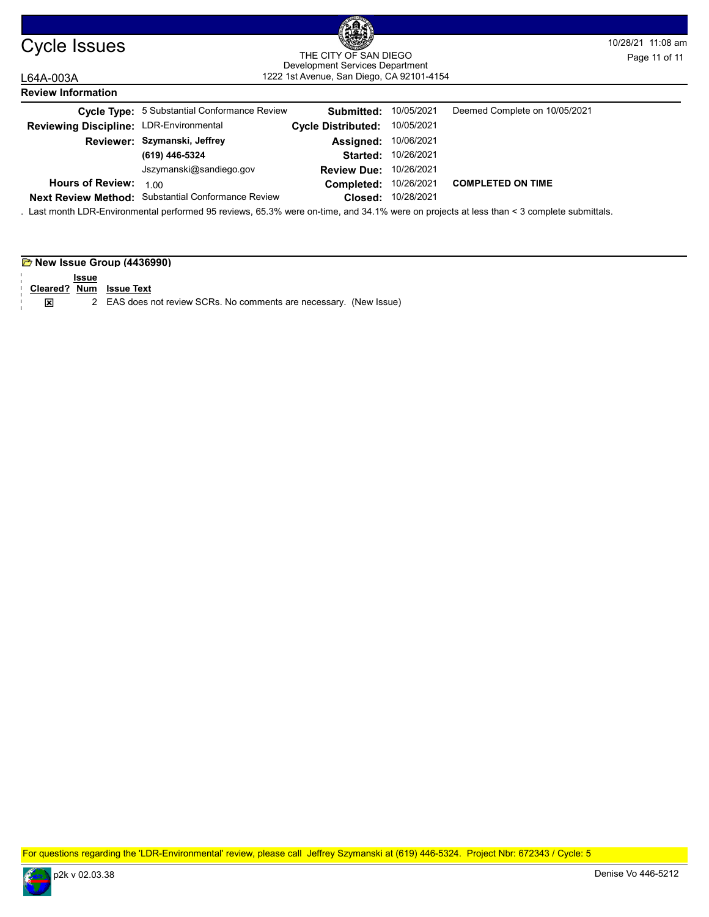# Cycle Issues

THE CITY OF SAN DIEGO
Development Services Department
1222 1st Avenue, San Diego, CA 92101-4154

L64A-003A

## Review Information

| | | | | |
|---|---|---|---|---|
| **Cycle Type:** | 5 Substantial Conformance Review | **Submitted:** | 10/05/2021 | Deemed Complete on 10/05/2021 |
| **Reviewing Discipline:** | LDR-Environmental | **Cycle Distributed:** | 10/05/2021 | |
| **Reviewer:** | **Szymanski, Jeffrey** | **Assigned:** | 10/06/2021 | |
| | **(619) 446-5324** | **Started:** | 10/26/2021 | |
| | Jszymanski@sandiego.gov | **Review Due:** | 10/26/2021 | |
| **Hours of Review:** | 1.00 | **Completed:** | 10/26/2021 | **COMPLETED ON TIME** |
| **Next Review Method:** | Substantial Conformance Review | **Closed:** | 10/28/2021 | |

. Last month LDR-Environmental performed 95 reviews, 65.3% were on-time, and 34.1% were on projects at less than < 3 complete submittals.

### New Issue Group (4436990)

| Cleared? | Issue Num | Issue Text |
|---|---|---|
| ☒ | 2 | EAS does not review SCRs. No comments are necessary. (New Issue) |

For questions regarding the 'LDR-Environmental' review, please call Jeffrey Szymanski at (619) 446-5324. Project Nbr: 672343 / Cycle: 5